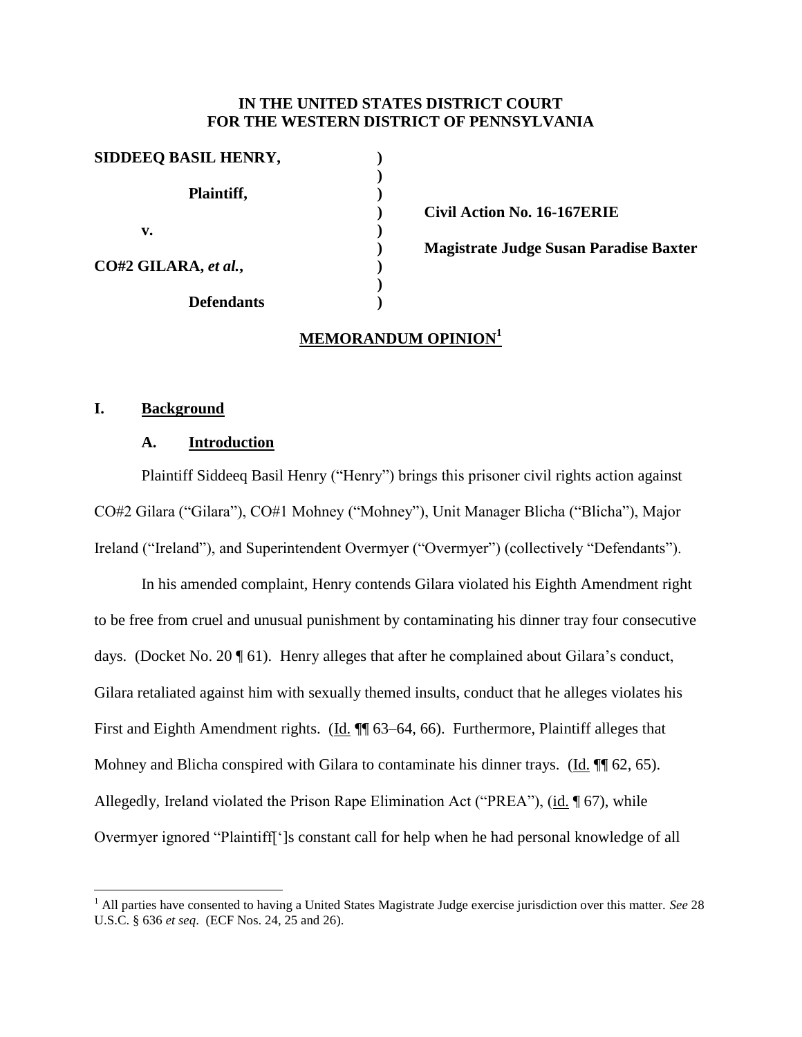**IN THE UNITED STATES DISTRICT COURT**
**FOR THE WESTERN DISTRICT OF PENNSYLVANIA**

| | | |
|---|---|---|
| **SIDDEEQ BASIL HENRY,** | **)** | |
| | **)** | |
| **Plaintiff,** | **)** | |
| | **)** | **Civil Action No. 16-167ERIE** |
| **v.** | **)** | |
| | **)** | **Magistrate Judge Susan Paradise Baxter** |
| **CO#2 GILARA,** ***et al.*****,** | **)** | |
| | **)** | |
| **Defendants** | **)** | |

## MEMORANDUM OPINION[1]

### I. Background

#### A. Introduction

Plaintiff Siddeeq Basil Henry ("Henry") brings this prisoner civil rights action against CO#2 Gilara ("Gilara"), CO#1 Mohney ("Mohney"), Unit Manager Blicha ("Blicha"), Major Ireland ("Ireland"), and Superintendent Overmyer ("Overmyer") (collectively "Defendants").

In his amended complaint, Henry contends Gilara violated his Eighth Amendment right to be free from cruel and unusual punishment by contaminating his dinner tray four consecutive days. (Docket No. 20 ¶ 61). Henry alleges that after he complained about Gilara's conduct, Gilara retaliated against him with sexually themed insults, conduct that he alleges violates his First and Eighth Amendment rights. (Id. ¶¶ 63–64, 66). Furthermore, Plaintiff alleges that Mohney and Blicha conspired with Gilara to contaminate his dinner trays. (Id. ¶¶ 62, 65). Allegedly, Ireland violated the Prison Rape Elimination Act ("PREA"), (id. ¶ 67), while Overmyer ignored "Plaintiff[']s constant call for help when he had personal knowledge of all

[1] All parties have consented to having a United States Magistrate Judge exercise jurisdiction over this matter. *See* 28 U.S.C. § 636 *et seq*. (ECF Nos. 24, 25 and 26).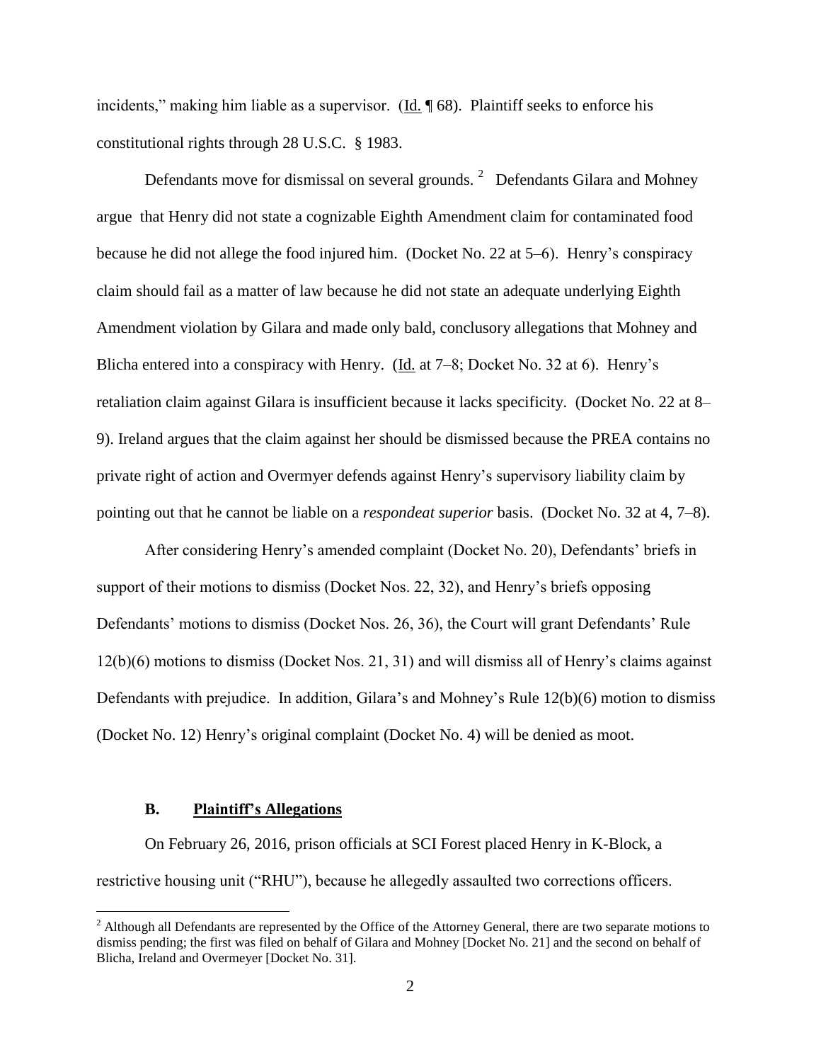incidents," making him liable as a supervisor. (Id. ¶ 68). Plaintiff seeks to enforce his constitutional rights through 28 U.S.C. § 1983.

Defendants move for dismissal on several grounds.[2] Defendants Gilara and Mohney argue that Henry did not state a cognizable Eighth Amendment claim for contaminated food because he did not allege the food injured him. (Docket No. 22 at 5–6). Henry's conspiracy claim should fail as a matter of law because he did not state an adequate underlying Eighth Amendment violation by Gilara and made only bald, conclusory allegations that Mohney and Blicha entered into a conspiracy with Henry. (Id. at 7–8; Docket No. 32 at 6). Henry's retaliation claim against Gilara is insufficient because it lacks specificity. (Docket No. 22 at 8–9). Ireland argues that the claim against her should be dismissed because the PREA contains no private right of action and Overmyer defends against Henry's supervisory liability claim by pointing out that he cannot be liable on a *respondeat superior* basis. (Docket No. 32 at 4, 7–8).

After considering Henry's amended complaint (Docket No. 20), Defendants' briefs in support of their motions to dismiss (Docket Nos. 22, 32), and Henry's briefs opposing Defendants' motions to dismiss (Docket Nos. 26, 36), the Court will grant Defendants' Rule 12(b)(6) motions to dismiss (Docket Nos. 21, 31) and will dismiss all of Henry's claims against Defendants with prejudice. In addition, Gilara's and Mohney's Rule 12(b)(6) motion to dismiss (Docket No. 12) Henry's original complaint (Docket No. 4) will be denied as moot.

### B. Plaintiff's Allegations

On February 26, 2016, prison officials at SCI Forest placed Henry in K-Block, a restrictive housing unit ("RHU"), because he allegedly assaulted two corrections officers.

[2] Although all Defendants are represented by the Office of the Attorney General, there are two separate motions to dismiss pending; the first was filed on behalf of Gilara and Mohney [Docket No. 21] and the second on behalf of Blicha, Ireland and Overmeyer [Docket No. 31].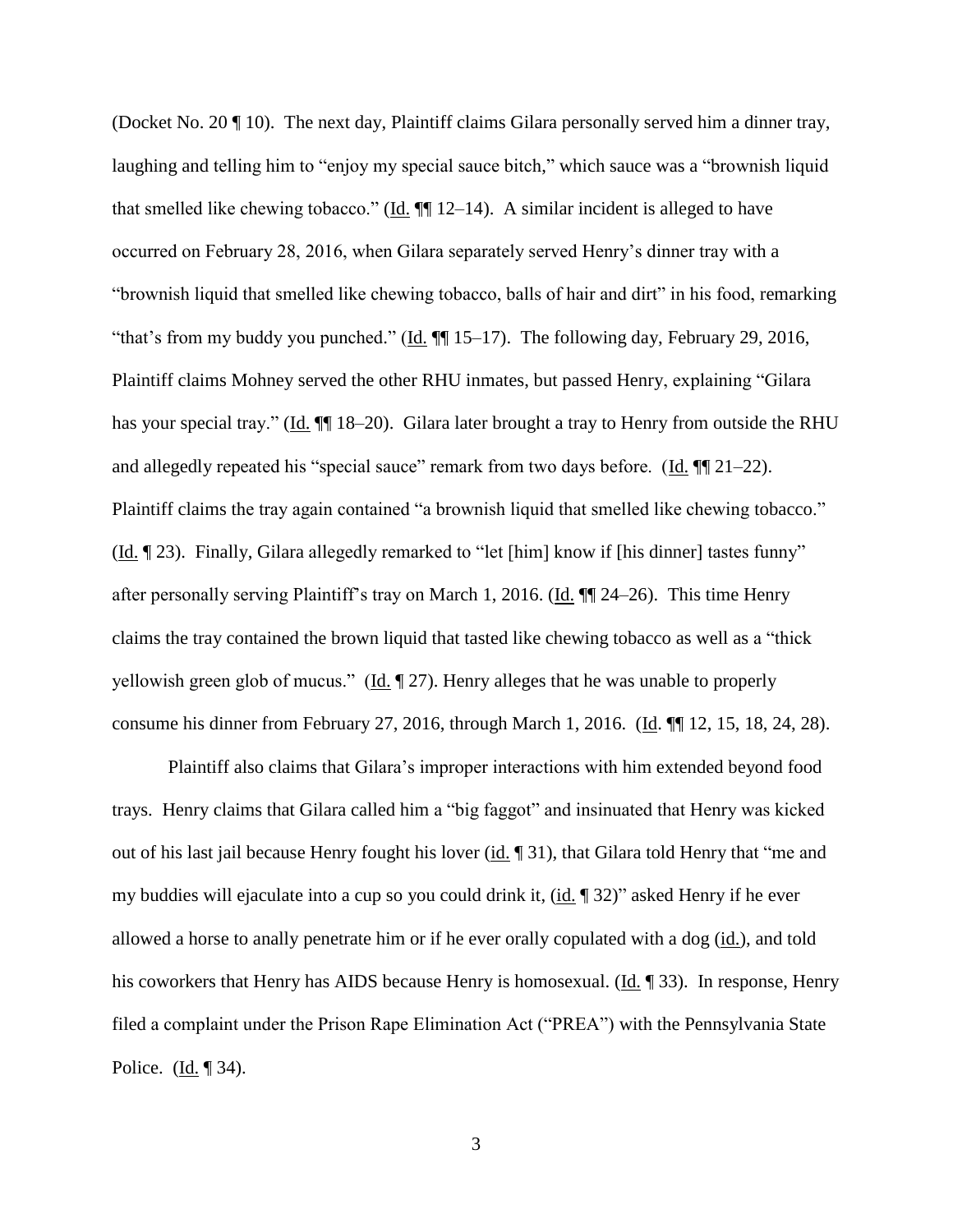(Docket No. 20 ¶ 10). The next day, Plaintiff claims Gilara personally served him a dinner tray, laughing and telling him to "enjoy my special sauce bitch," which sauce was a "brownish liquid that smelled like chewing tobacco." (Id. ¶¶ 12–14). A similar incident is alleged to have occurred on February 28, 2016, when Gilara separately served Henry's dinner tray with a "brownish liquid that smelled like chewing tobacco, balls of hair and dirt" in his food, remarking "that's from my buddy you punched." (Id. ¶¶ 15–17). The following day, February 29, 2016, Plaintiff claims Mohney served the other RHU inmates, but passed Henry, explaining "Gilara has your special tray." (Id. ¶¶ 18–20). Gilara later brought a tray to Henry from outside the RHU and allegedly repeated his "special sauce" remark from two days before. (Id. ¶¶ 21–22). Plaintiff claims the tray again contained "a brownish liquid that smelled like chewing tobacco." (Id. ¶ 23). Finally, Gilara allegedly remarked to "let [him] know if [his dinner] tastes funny" after personally serving Plaintiff's tray on March 1, 2016. (Id. ¶¶ 24–26). This time Henry claims the tray contained the brown liquid that tasted like chewing tobacco as well as a "thick yellowish green glob of mucus." (Id. ¶ 27). Henry alleges that he was unable to properly consume his dinner from February 27, 2016, through March 1, 2016. (Id. ¶¶ 12, 15, 18, 24, 28).

Plaintiff also claims that Gilara's improper interactions with him extended beyond food trays. Henry claims that Gilara called him a "big faggot" and insinuated that Henry was kicked out of his last jail because Henry fought his lover (id. ¶ 31), that Gilara told Henry that "me and my buddies will ejaculate into a cup so you could drink it, (id. ¶ 32)" asked Henry if he ever allowed a horse to anally penetrate him or if he ever orally copulated with a dog (id.), and told his coworkers that Henry has AIDS because Henry is homosexual. (Id. ¶ 33). In response, Henry filed a complaint under the Prison Rape Elimination Act ("PREA") with the Pennsylvania State Police. (Id. ¶ 34).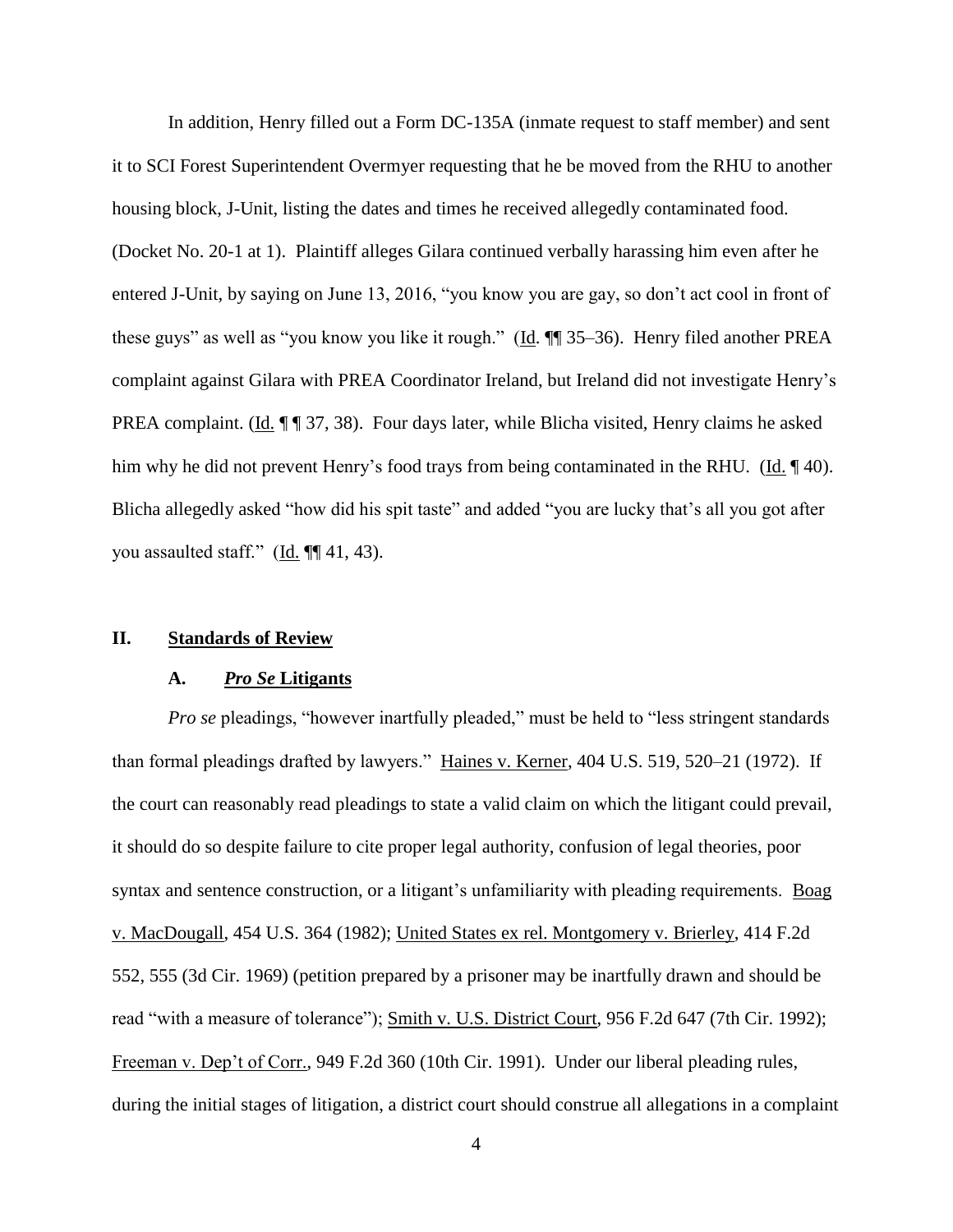In addition, Henry filled out a Form DC-135A (inmate request to staff member) and sent it to SCI Forest Superintendent Overmyer requesting that he be moved from the RHU to another housing block, J-Unit, listing the dates and times he received allegedly contaminated food. (Docket No. 20-1 at 1). Plaintiff alleges Gilara continued verbally harassing him even after he entered J-Unit, by saying on June 13, 2016, "you know you are gay, so don't act cool in front of these guys" as well as "you know you like it rough." (Id. ¶¶ 35–36). Henry filed another PREA complaint against Gilara with PREA Coordinator Ireland, but Ireland did not investigate Henry's PREA complaint. (Id. ¶ ¶ 37, 38). Four days later, while Blicha visited, Henry claims he asked him why he did not prevent Henry's food trays from being contaminated in the RHU. (Id. ¶ 40). Blicha allegedly asked "how did his spit taste" and added "you are lucky that's all you got after you assaulted staff." (Id. ¶¶ 41, 43).

## II. Standards of Review

### A. *Pro Se* Litigants

*Pro se* pleadings, "however inartfully pleaded," must be held to "less stringent standards than formal pleadings drafted by lawyers." Haines v. Kerner, 404 U.S. 519, 520–21 (1972). If the court can reasonably read pleadings to state a valid claim on which the litigant could prevail, it should do so despite failure to cite proper legal authority, confusion of legal theories, poor syntax and sentence construction, or a litigant's unfamiliarity with pleading requirements. Boag v. MacDougall, 454 U.S. 364 (1982); United States ex rel. Montgomery v. Brierley, 414 F.2d 552, 555 (3d Cir. 1969) (petition prepared by a prisoner may be inartfully drawn and should be read "with a measure of tolerance"); Smith v. U.S. District Court, 956 F.2d 647 (7th Cir. 1992); Freeman v. Dep't of Corr., 949 F.2d 360 (10th Cir. 1991). Under our liberal pleading rules, during the initial stages of litigation, a district court should construe all allegations in a complaint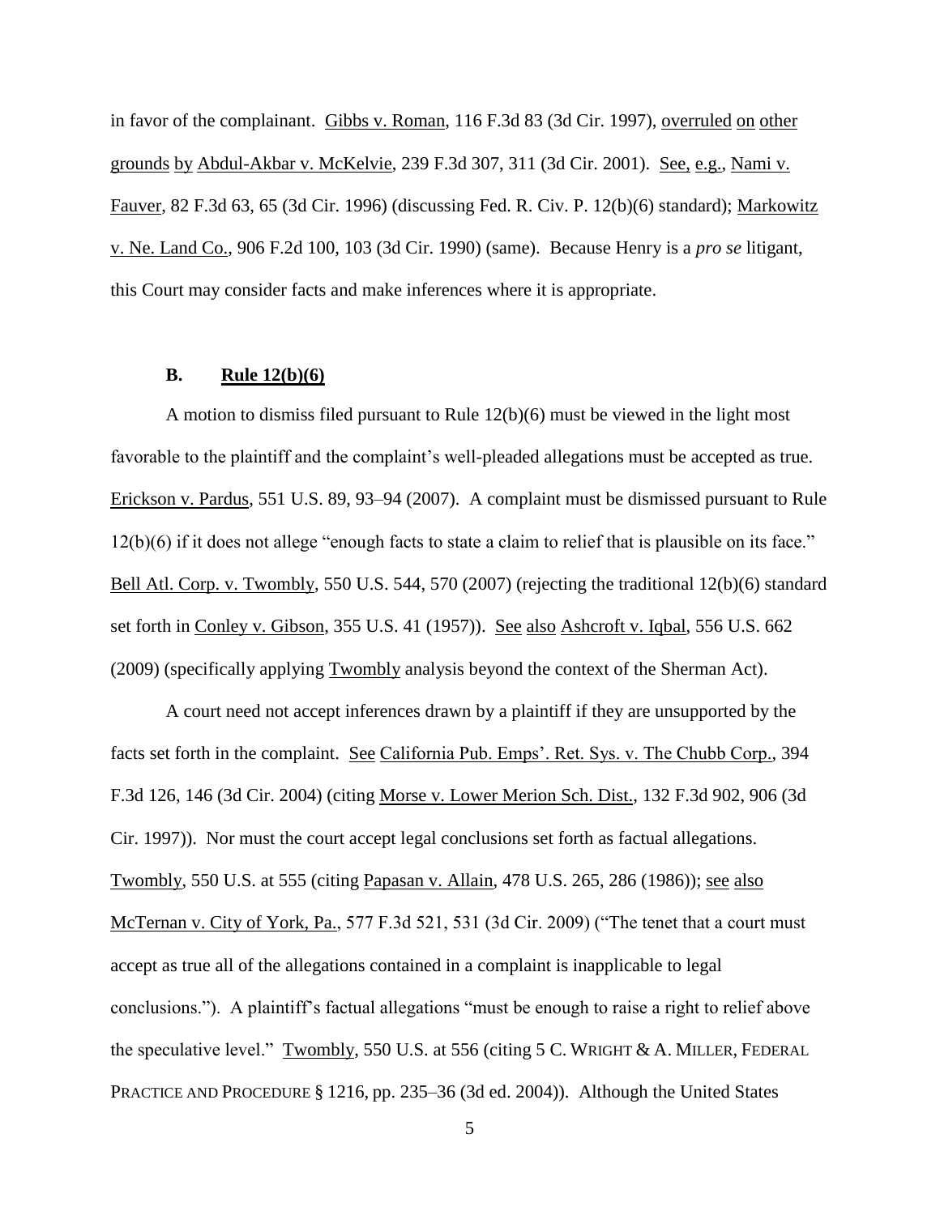in favor of the complainant. Gibbs v. Roman, 116 F.3d 83 (3d Cir. 1997), overruled on other grounds by Abdul-Akbar v. McKelvie, 239 F.3d 307, 311 (3d Cir. 2001). See, e.g., Nami v. Fauver, 82 F.3d 63, 65 (3d Cir. 1996) (discussing Fed. R. Civ. P. 12(b)(6) standard); Markowitz v. Ne. Land Co., 906 F.2d 100, 103 (3d Cir. 1990) (same). Because Henry is a *pro se* litigant, this Court may consider facts and make inferences where it is appropriate.

### **B. Rule 12(b)(6)**

A motion to dismiss filed pursuant to Rule 12(b)(6) must be viewed in the light most favorable to the plaintiff and the complaint's well-pleaded allegations must be accepted as true. Erickson v. Pardus, 551 U.S. 89, 93–94 (2007). A complaint must be dismissed pursuant to Rule 12(b)(6) if it does not allege "enough facts to state a claim to relief that is plausible on its face." Bell Atl. Corp. v. Twombly, 550 U.S. 544, 570 (2007) (rejecting the traditional 12(b)(6) standard set forth in Conley v. Gibson, 355 U.S. 41 (1957)). See also Ashcroft v. Iqbal, 556 U.S. 662 (2009) (specifically applying Twombly analysis beyond the context of the Sherman Act).

A court need not accept inferences drawn by a plaintiff if they are unsupported by the facts set forth in the complaint. See California Pub. Emps'. Ret. Sys. v. The Chubb Corp., 394 F.3d 126, 146 (3d Cir. 2004) (citing Morse v. Lower Merion Sch. Dist., 132 F.3d 902, 906 (3d Cir. 1997)). Nor must the court accept legal conclusions set forth as factual allegations. Twombly, 550 U.S. at 555 (citing Papasan v. Allain, 478 U.S. 265, 286 (1986)); see also McTernan v. City of York, Pa., 577 F.3d 521, 531 (3d Cir. 2009) ("The tenet that a court must accept as true all of the allegations contained in a complaint is inapplicable to legal conclusions."). A plaintiff's factual allegations "must be enough to raise a right to relief above the speculative level." Twombly, 550 U.S. at 556 (citing 5 C. WRIGHT & A. MILLER, FEDERAL PRACTICE AND PROCEDURE § 1216, pp. 235–36 (3d ed. 2004)). Although the United States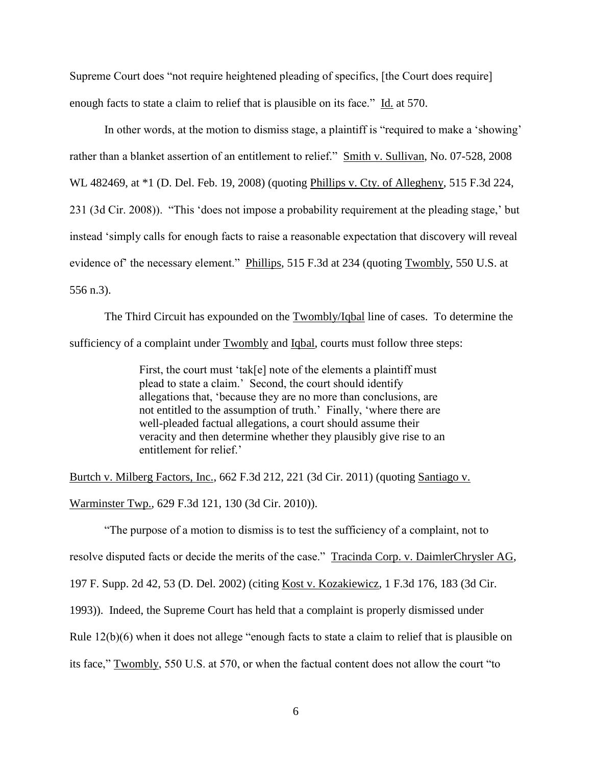Supreme Court does "not require heightened pleading of specifics, [the Court does require] enough facts to state a claim to relief that is plausible on its face." Id. at 570.

In other words, at the motion to dismiss stage, a plaintiff is "required to make a 'showing' rather than a blanket assertion of an entitlement to relief." Smith v. Sullivan, No. 07-528, 2008 WL 482469, at *1 (D. Del. Feb. 19, 2008) (quoting Phillips v. Cty. of Allegheny, 515 F.3d 224, 231 (3d Cir. 2008)). "This 'does not impose a probability requirement at the pleading stage,' but instead 'simply calls for enough facts to raise a reasonable expectation that discovery will reveal evidence of' the necessary element." Phillips, 515 F.3d at 234 (quoting Twombly, 550 U.S. at 556 n.3).

The Third Circuit has expounded on the Twombly/Iqbal line of cases. To determine the sufficiency of a complaint under Twombly and Iqbal, courts must follow three steps:

> First, the court must 'tak[e] note of the elements a plaintiff must plead to state a claim.' Second, the court should identify allegations that, 'because they are no more than conclusions, are not entitled to the assumption of truth.' Finally, 'where there are well-pleaded factual allegations, a court should assume their veracity and then determine whether they plausibly give rise to an entitlement for relief.'

Burtch v. Milberg Factors, Inc., 662 F.3d 212, 221 (3d Cir. 2011) (quoting Santiago v. Warminster Twp., 629 F.3d 121, 130 (3d Cir. 2010)).

"The purpose of a motion to dismiss is to test the sufficiency of a complaint, not to resolve disputed facts or decide the merits of the case." Tracinda Corp. v. DaimlerChrysler AG, 197 F. Supp. 2d 42, 53 (D. Del. 2002) (citing Kost v. Kozakiewicz, 1 F.3d 176, 183 (3d Cir. 1993)). Indeed, the Supreme Court has held that a complaint is properly dismissed under Rule 12(b)(6) when it does not allege "enough facts to state a claim to relief that is plausible on its face," Twombly, 550 U.S. at 570, or when the factual content does not allow the court "to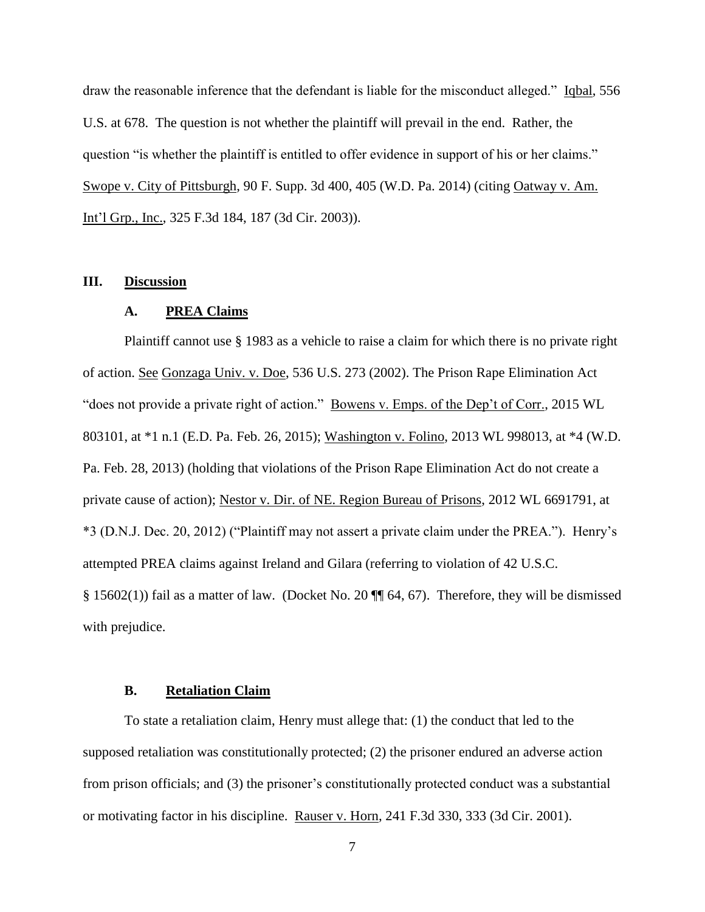draw the reasonable inference that the defendant is liable for the misconduct alleged." Iqbal, 556 U.S. at 678. The question is not whether the plaintiff will prevail in the end. Rather, the question "is whether the plaintiff is entitled to offer evidence in support of his or her claims." Swope v. City of Pittsburgh, 90 F. Supp. 3d 400, 405 (W.D. Pa. 2014) (citing Oatway v. Am. Int'l Grp., Inc., 325 F.3d 184, 187 (3d Cir. 2003)).

## III. Discussion

### A. PREA Claims

Plaintiff cannot use § 1983 as a vehicle to raise a claim for which there is no private right of action. See Gonzaga Univ. v. Doe, 536 U.S. 273 (2002). The Prison Rape Elimination Act "does not provide a private right of action." Bowens v. Emps. of the Dep't of Corr., 2015 WL 803101, at *1 n.1 (E.D. Pa. Feb. 26, 2015); Washington v. Folino, 2013 WL 998013, at *4 (W.D. Pa. Feb. 28, 2013) (holding that violations of the Prison Rape Elimination Act do not create a private cause of action); Nestor v. Dir. of NE. Region Bureau of Prisons, 2012 WL 6691791, at *3 (D.N.J. Dec. 20, 2012) ("Plaintiff may not assert a private claim under the PREA."). Henry's attempted PREA claims against Ireland and Gilara (referring to violation of 42 U.S.C. § 15602(1)) fail as a matter of law. (Docket No. 20 ¶¶ 64, 67). Therefore, they will be dismissed with prejudice.

### B. Retaliation Claim

To state a retaliation claim, Henry must allege that: (1) the conduct that led to the supposed retaliation was constitutionally protected; (2) the prisoner endured an adverse action from prison officials; and (3) the prisoner's constitutionally protected conduct was a substantial or motivating factor in his discipline. Rauser v. Horn, 241 F.3d 330, 333 (3d Cir. 2001).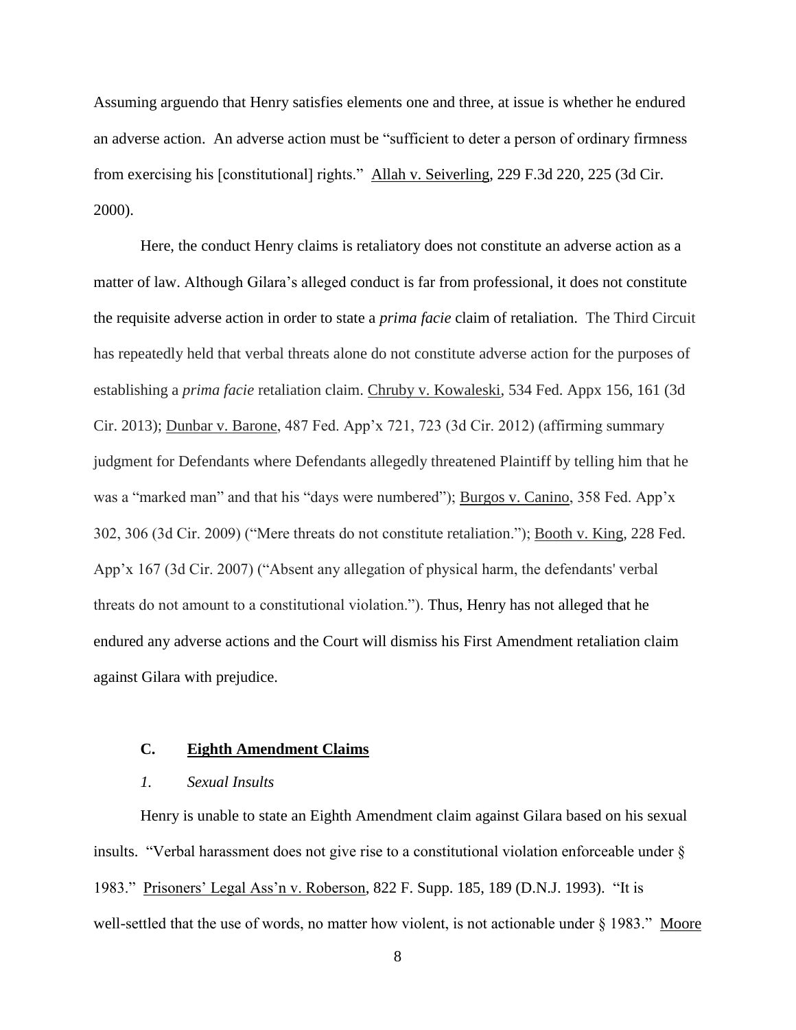Assuming arguendo that Henry satisfies elements one and three, at issue is whether he endured an adverse action. An adverse action must be "sufficient to deter a person of ordinary firmness from exercising his [constitutional] rights." Allah v. Seiverling, 229 F.3d 220, 225 (3d Cir. 2000).

Here, the conduct Henry claims is retaliatory does not constitute an adverse action as a matter of law. Although Gilara's alleged conduct is far from professional, it does not constitute the requisite adverse action in order to state a *prima facie* claim of retaliation. The Third Circuit has repeatedly held that verbal threats alone do not constitute adverse action for the purposes of establishing a *prima facie* retaliation claim. Chruby v. Kowaleski, 534 Fed. Appx 156, 161 (3d Cir. 2013); Dunbar v. Barone, 487 Fed. App'x 721, 723 (3d Cir. 2012) (affirming summary judgment for Defendants where Defendants allegedly threatened Plaintiff by telling him that he was a "marked man" and that his "days were numbered"); Burgos v. Canino, 358 Fed. App'x 302, 306 (3d Cir. 2009) ("Mere threats do not constitute retaliation."); Booth v. King, 228 Fed. App'x 167 (3d Cir. 2007) ("Absent any allegation of physical harm, the defendants' verbal threats do not amount to a constitutional violation."). Thus, Henry has not alleged that he endured any adverse actions and the Court will dismiss his First Amendment retaliation claim against Gilara with prejudice.

### C. Eighth Amendment Claims

#### *1. Sexual Insults*

Henry is unable to state an Eighth Amendment claim against Gilara based on his sexual insults. "Verbal harassment does not give rise to a constitutional violation enforceable under § 1983." Prisoners' Legal Ass'n v. Roberson, 822 F. Supp. 185, 189 (D.N.J. 1993). "It is well-settled that the use of words, no matter how violent, is not actionable under § 1983." Moore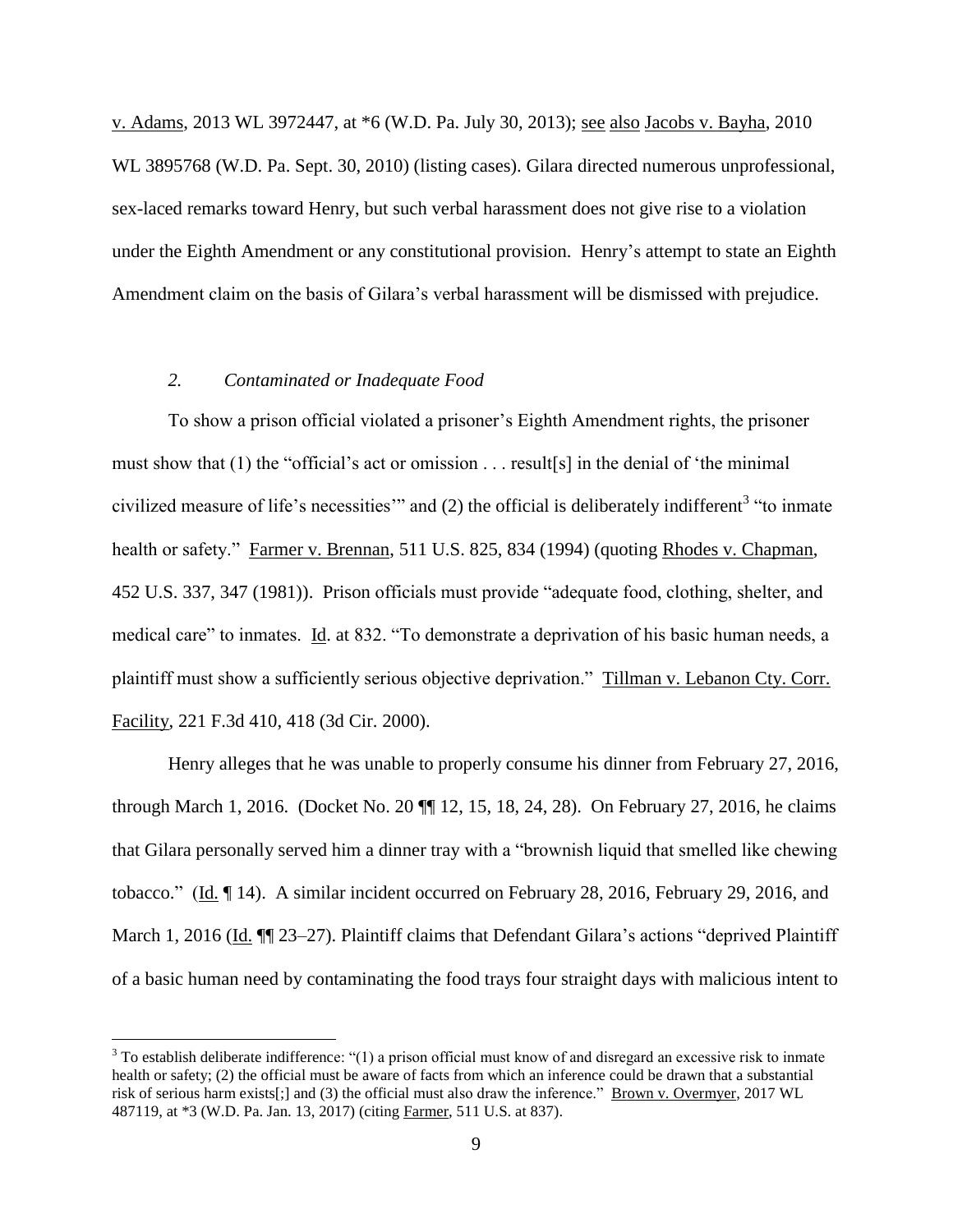v. Adams, 2013 WL 3972447, at *6 (W.D. Pa. July 30, 2013); see also Jacobs v. Bayha, 2010 WL 3895768 (W.D. Pa. Sept. 30, 2010) (listing cases). Gilara directed numerous unprofessional, sex-laced remarks toward Henry, but such verbal harassment does not give rise to a violation under the Eighth Amendment or any constitutional provision. Henry's attempt to state an Eighth Amendment claim on the basis of Gilara's verbal harassment will be dismissed with prejudice.

*2. Contaminated or Inadequate Food*

To show a prison official violated a prisoner's Eighth Amendment rights, the prisoner must show that (1) the "official's act or omission . . . result[s] in the denial of 'the minimal civilized measure of life's necessities'" and (2) the official is deliberately indifferent[3] "to inmate health or safety." Farmer v. Brennan, 511 U.S. 825, 834 (1994) (quoting Rhodes v. Chapman, 452 U.S. 337, 347 (1981)). Prison officials must provide "adequate food, clothing, shelter, and medical care" to inmates. Id. at 832. "To demonstrate a deprivation of his basic human needs, a plaintiff must show a sufficiently serious objective deprivation." Tillman v. Lebanon Cty. Corr. Facility, 221 F.3d 410, 418 (3d Cir. 2000).

Henry alleges that he was unable to properly consume his dinner from February 27, 2016, through March 1, 2016. (Docket No. 20 ¶¶ 12, 15, 18, 24, 28). On February 27, 2016, he claims that Gilara personally served him a dinner tray with a "brownish liquid that smelled like chewing tobacco." (Id. ¶ 14). A similar incident occurred on February 28, 2016, February 29, 2016, and March 1, 2016 (Id. ¶¶ 23–27). Plaintiff claims that Defendant Gilara's actions "deprived Plaintiff of a basic human need by contaminating the food trays four straight days with malicious intent to

[3] To establish deliberate indifference: "(1) a prison official must know of and disregard an excessive risk to inmate health or safety; (2) the official must be aware of facts from which an inference could be drawn that a substantial risk of serious harm exists[;] and (3) the official must also draw the inference." Brown v. Overmyer, 2017 WL 487119, at *3 (W.D. Pa. Jan. 13, 2017) (citing Farmer, 511 U.S. at 837).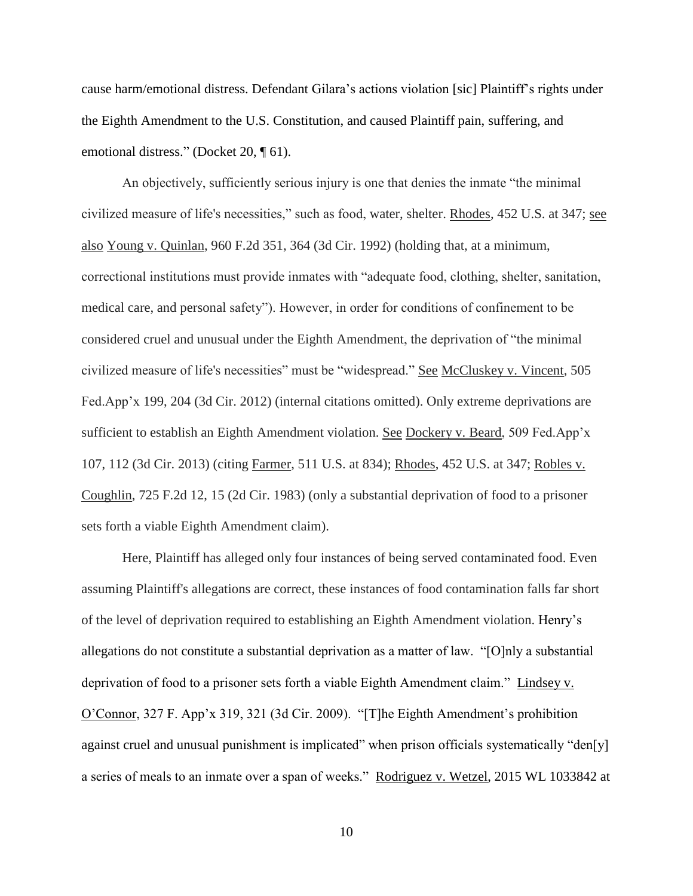cause harm/emotional distress. Defendant Gilara's actions violation [sic] Plaintiff's rights under the Eighth Amendment to the U.S. Constitution, and caused Plaintiff pain, suffering, and emotional distress." (Docket 20, ¶ 61).

An objectively, sufficiently serious injury is one that denies the inmate "the minimal civilized measure of life's necessities," such as food, water, shelter. Rhodes, 452 U.S. at 347; see also Young v. Quinlan, 960 F.2d 351, 364 (3d Cir. 1992) (holding that, at a minimum, correctional institutions must provide inmates with "adequate food, clothing, shelter, sanitation, medical care, and personal safety"). However, in order for conditions of confinement to be considered cruel and unusual under the Eighth Amendment, the deprivation of "the minimal civilized measure of life's necessities" must be "widespread." See McCluskey v. Vincent, 505 Fed.App'x 199, 204 (3d Cir. 2012) (internal citations omitted). Only extreme deprivations are sufficient to establish an Eighth Amendment violation. See Dockery v. Beard, 509 Fed.App'x 107, 112 (3d Cir. 2013) (citing Farmer, 511 U.S. at 834); Rhodes, 452 U.S. at 347; Robles v. Coughlin, 725 F.2d 12, 15 (2d Cir. 1983) (only a substantial deprivation of food to a prisoner sets forth a viable Eighth Amendment claim).

Here, Plaintiff has alleged only four instances of being served contaminated food. Even assuming Plaintiff's allegations are correct, these instances of food contamination falls far short of the level of deprivation required to establishing an Eighth Amendment violation. Henry's allegations do not constitute a substantial deprivation as a matter of law. "[O]nly a substantial deprivation of food to a prisoner sets forth a viable Eighth Amendment claim." Lindsey v. O'Connor, 327 F. App'x 319, 321 (3d Cir. 2009). "[T]he Eighth Amendment's prohibition against cruel and unusual punishment is implicated" when prison officials systematically "den[y] a series of meals to an inmate over a span of weeks." Rodriguez v. Wetzel, 2015 WL 1033842 at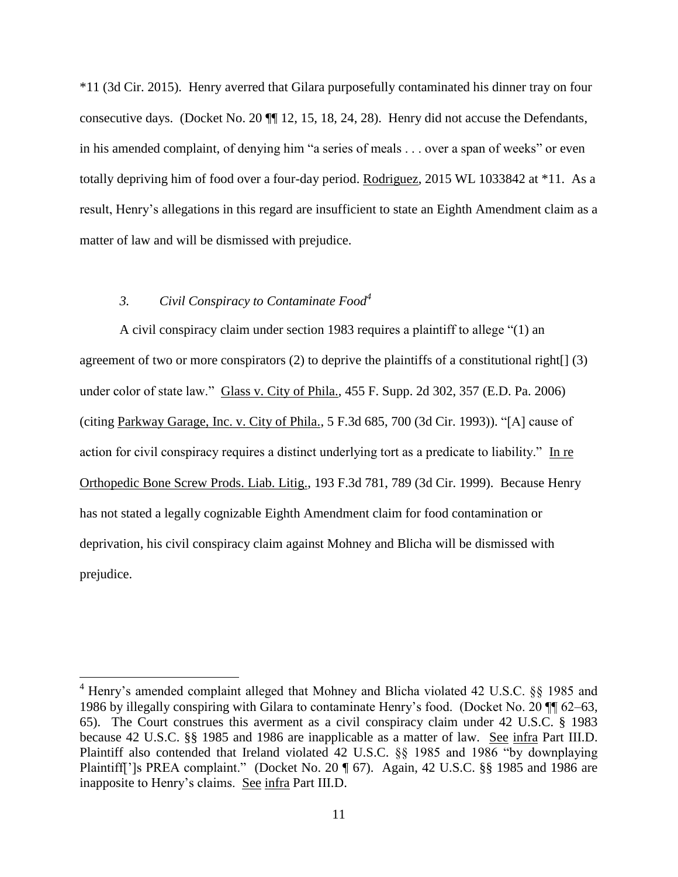*11 (3d Cir. 2015). Henry averred that Gilara purposefully contaminated his dinner tray on four consecutive days. (Docket No. 20 ¶¶ 12, 15, 18, 24, 28). Henry did not accuse the Defendants, in his amended complaint, of denying him "a series of meals . . . over a span of weeks" or even totally depriving him of food over a four-day period. Rodriguez, 2015 WL 1033842 at *11. As a result, Henry's allegations in this regard are insufficient to state an Eighth Amendment claim as a matter of law and will be dismissed with prejudice.

### *3. Civil Conspiracy to Contaminate Food*[4]

A civil conspiracy claim under section 1983 requires a plaintiff to allege "(1) an agreement of two or more conspirators (2) to deprive the plaintiffs of a constitutional right[] (3) under color of state law." Glass v. City of Phila., 455 F. Supp. 2d 302, 357 (E.D. Pa. 2006) (citing Parkway Garage, Inc. v. City of Phila., 5 F.3d 685, 700 (3d Cir. 1993)). "[A] cause of action for civil conspiracy requires a distinct underlying tort as a predicate to liability." In re Orthopedic Bone Screw Prods. Liab. Litig., 193 F.3d 781, 789 (3d Cir. 1999). Because Henry has not stated a legally cognizable Eighth Amendment claim for food contamination or deprivation, his civil conspiracy claim against Mohney and Blicha will be dismissed with prejudice.

---

[4] Henry's amended complaint alleged that Mohney and Blicha violated 42 U.S.C. §§ 1985 and 1986 by illegally conspiring with Gilara to contaminate Henry's food. (Docket No. 20 ¶¶ 62–63, 65). The Court construes this averment as a civil conspiracy claim under 42 U.S.C. § 1983 because 42 U.S.C. §§ 1985 and 1986 are inapplicable as a matter of law. See infra Part III.D. Plaintiff also contended that Ireland violated 42 U.S.C. §§ 1985 and 1986 "by downplaying Plaintiff[']s PREA complaint." (Docket No. 20 ¶ 67). Again, 42 U.S.C. §§ 1985 and 1986 are inapposite to Henry's claims. See infra Part III.D.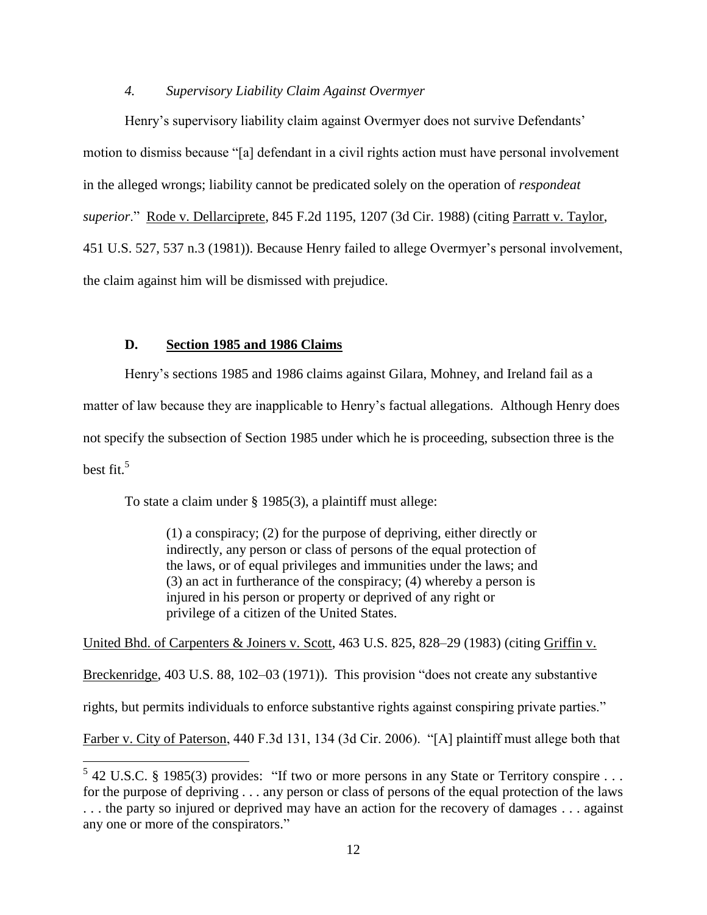#### *4. Supervisory Liability Claim Against Overmyer*

Henry's supervisory liability claim against Overmyer does not survive Defendants' motion to dismiss because "[a] defendant in a civil rights action must have personal involvement in the alleged wrongs; liability cannot be predicated solely on the operation of *respondeat superior*." Rode v. Dellarciprete, 845 F.2d 1195, 1207 (3d Cir. 1988) (citing Parratt v. Taylor, 451 U.S. 527, 537 n.3 (1981)). Because Henry failed to allege Overmyer's personal involvement, the claim against him will be dismissed with prejudice.

### D. Section 1985 and 1986 Claims

Henry's sections 1985 and 1986 claims against Gilara, Mohney, and Ireland fail as a matter of law because they are inapplicable to Henry's factual allegations. Although Henry does not specify the subsection of Section 1985 under which he is proceeding, subsection three is the best fit.[5]

To state a claim under § 1985(3), a plaintiff must allege:

> (1) a conspiracy; (2) for the purpose of depriving, either directly or indirectly, any person or class of persons of the equal protection of the laws, or of equal privileges and immunities under the laws; and (3) an act in furtherance of the conspiracy; (4) whereby a person is injured in his person or property or deprived of any right or privilege of a citizen of the United States.

United Bhd. of Carpenters & Joiners v. Scott, 463 U.S. 825, 828–29 (1983) (citing Griffin v. Breckenridge, 403 U.S. 88, 102–03 (1971)). This provision "does not create any substantive rights, but permits individuals to enforce substantive rights against conspiring private parties." Farber v. City of Paterson, 440 F.3d 131, 134 (3d Cir. 2006). "[A] plaintiff must allege both that

---

[5] 42 U.S.C. § 1985(3) provides: "If two or more persons in any State or Territory conspire . . . for the purpose of depriving . . . any person or class of persons of the equal protection of the laws . . . the party so injured or deprived may have an action for the recovery of damages . . . against any one or more of the conspirators."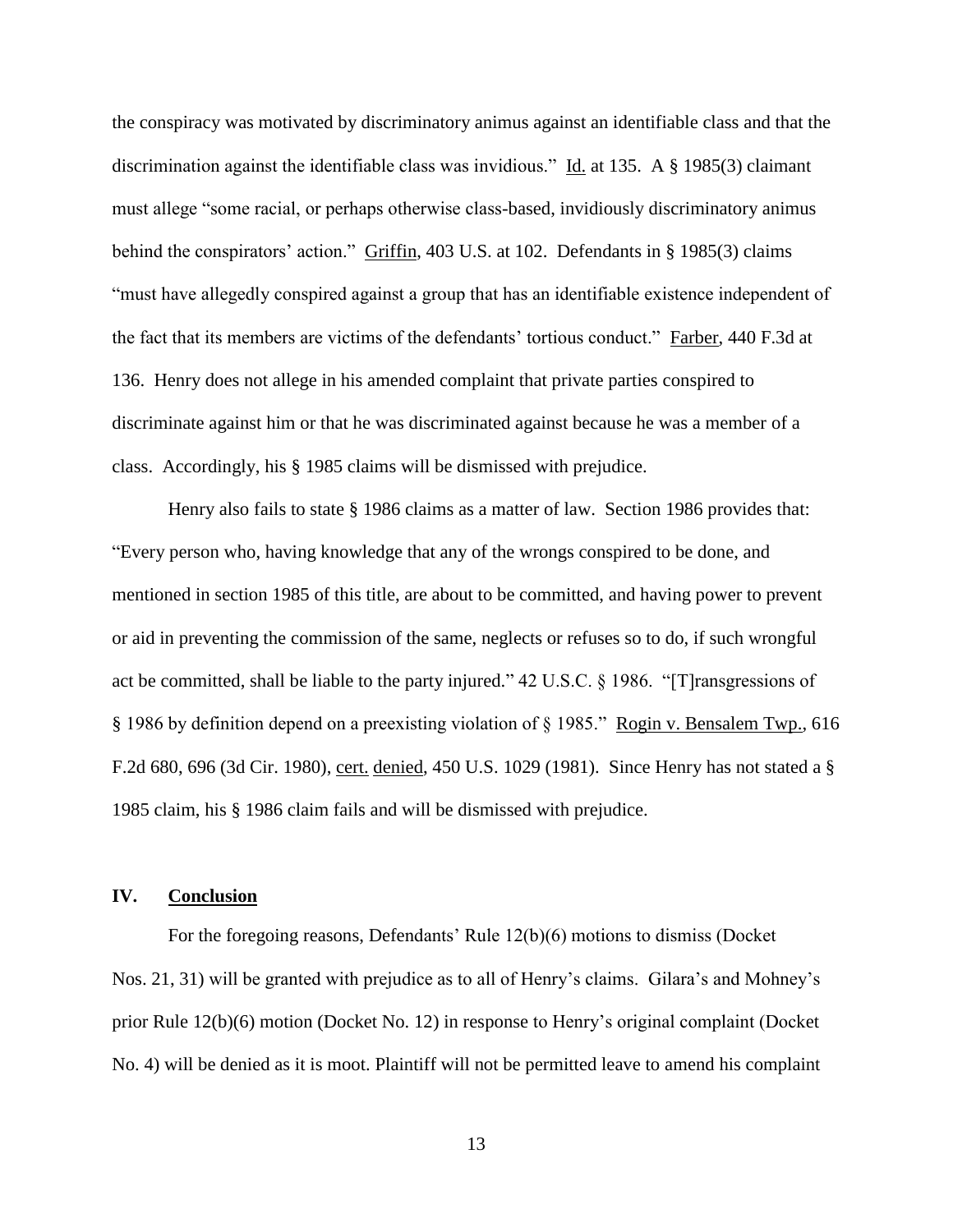the conspiracy was motivated by discriminatory animus against an identifiable class and that the discrimination against the identifiable class was invidious." Id. at 135. A § 1985(3) claimant must allege "some racial, or perhaps otherwise class-based, invidiously discriminatory animus behind the conspirators' action." Griffin, 403 U.S. at 102. Defendants in § 1985(3) claims "must have allegedly conspired against a group that has an identifiable existence independent of the fact that its members are victims of the defendants' tortious conduct." Farber, 440 F.3d at 136. Henry does not allege in his amended complaint that private parties conspired to discriminate against him or that he was discriminated against because he was a member of a class. Accordingly, his § 1985 claims will be dismissed with prejudice.

Henry also fails to state § 1986 claims as a matter of law. Section 1986 provides that: "Every person who, having knowledge that any of the wrongs conspired to be done, and mentioned in section 1985 of this title, are about to be committed, and having power to prevent or aid in preventing the commission of the same, neglects or refuses so to do, if such wrongful act be committed, shall be liable to the party injured." 42 U.S.C. § 1986. "[T]ransgressions of § 1986 by definition depend on a preexisting violation of § 1985." Rogin v. Bensalem Twp., 616 F.2d 680, 696 (3d Cir. 1980), cert. denied, 450 U.S. 1029 (1981). Since Henry has not stated a § 1985 claim, his § 1986 claim fails and will be dismissed with prejudice.

## IV. Conclusion

For the foregoing reasons, Defendants' Rule 12(b)(6) motions to dismiss (Docket Nos. 21, 31) will be granted with prejudice as to all of Henry's claims. Gilara's and Mohney's prior Rule 12(b)(6) motion (Docket No. 12) in response to Henry's original complaint (Docket No. 4) will be denied as it is moot. Plaintiff will not be permitted leave to amend his complaint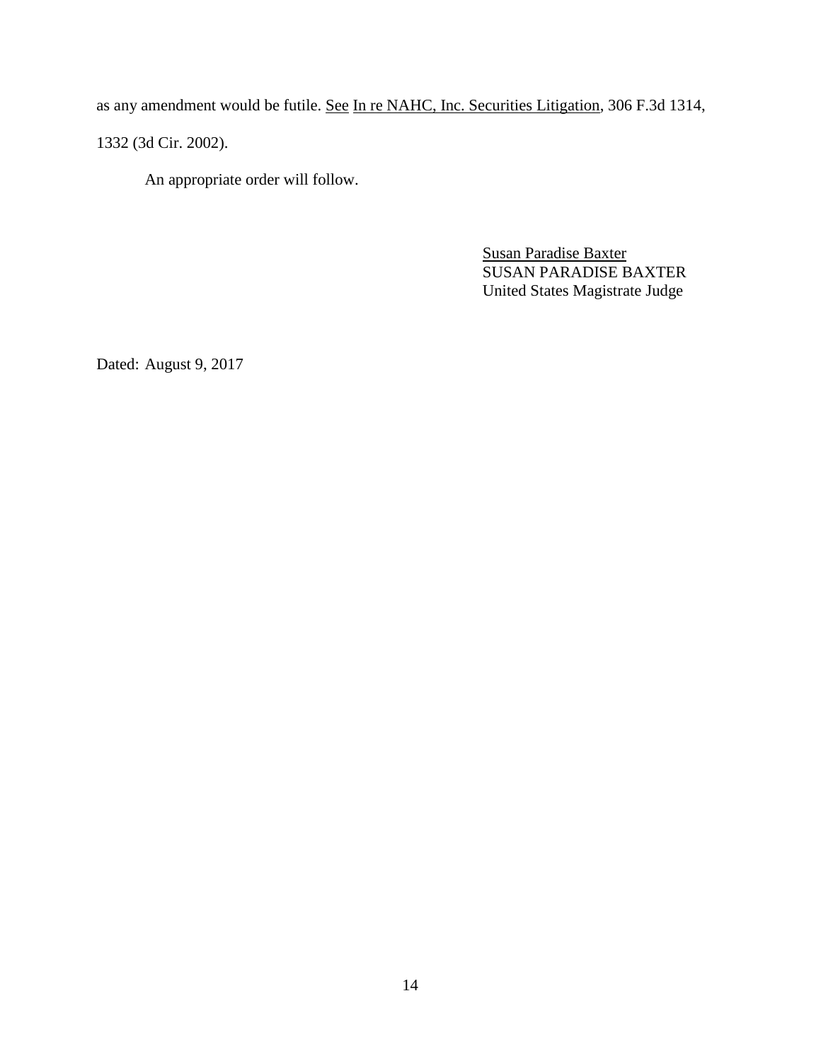as any amendment would be futile. See In re NAHC, Inc. Securities Litigation, 306 F.3d 1314, 1332 (3d Cir. 2002).

An appropriate order will follow.

Susan Paradise Baxter
SUSAN PARADISE BAXTER
United States Magistrate Judge

Dated: August 9, 2017